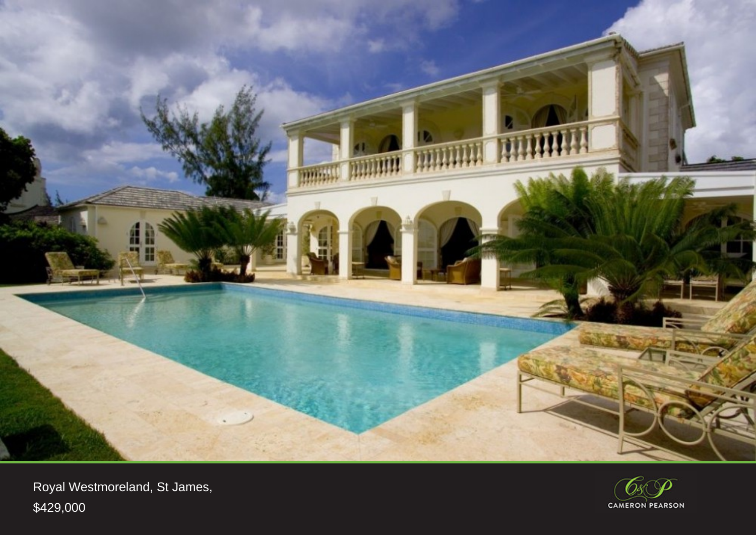Royal Westmoreland, St James,

$429,000

CAMERON PEARSON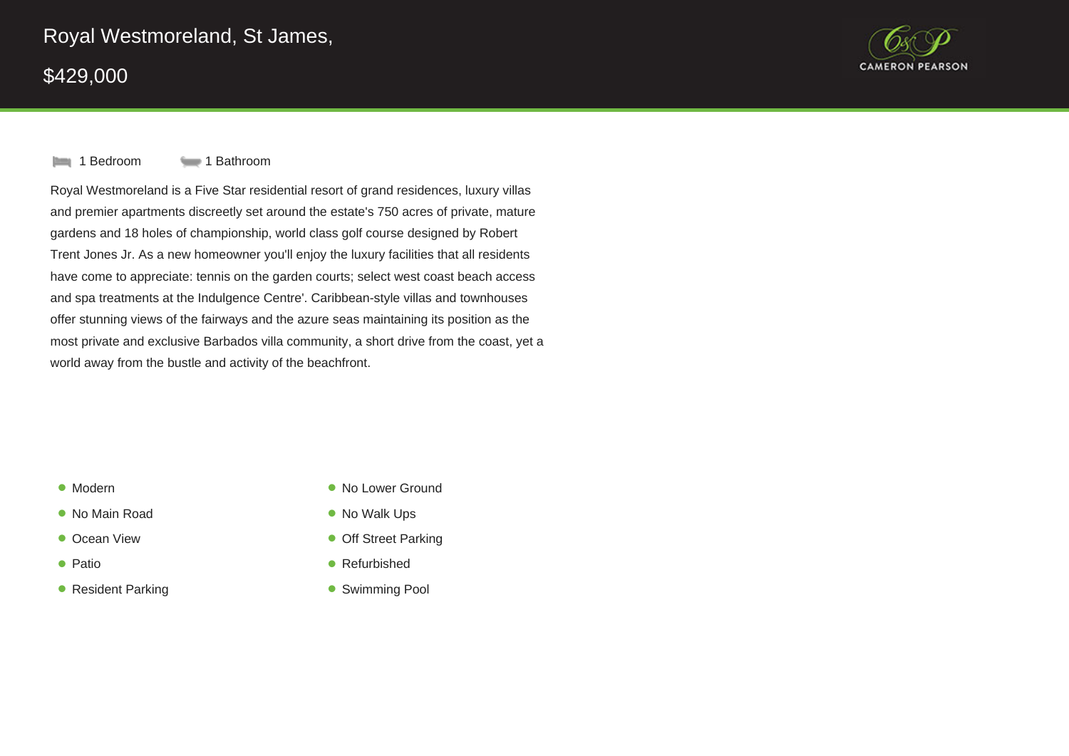# Royal Westmoreland, St James,

## $429,000

CAMERON PEARSON

1 Bedroom    1 Bathroom

Royal Westmoreland is a Five Star residential resort of grand residences, luxury villas and premier apartments discreetly set around the estate's 750 acres of private, mature gardens and 18 holes of championship, world class golf course designed by Robert Trent Jones Jr. As a new homeowner you'll enjoy the luxury facilities that all residents have come to appreciate: tennis on the garden courts; select west coast beach access and spa treatments at the Indulgence Centre'. Caribbean-style villas and townhouses offer stunning views of the fairways and the azure seas maintaining its position as the most private and exclusive Barbados villa community, a short drive from the coast, yet a world away from the bustle and activity of the beachfront.

- Modern
- No Lower Ground
- No Main Road
- No Walk Ups
- Ocean View
- Off Street Parking
- Patio
- Refurbished
- Resident Parking
- Swimming Pool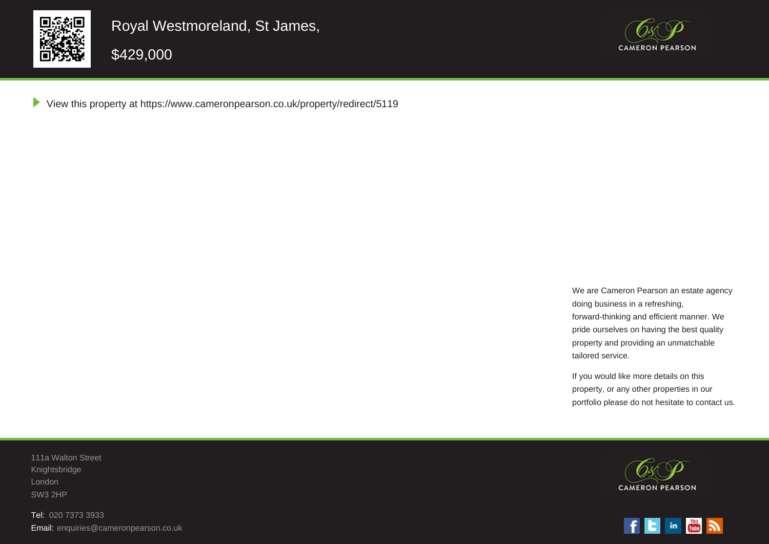# Royal Westmoreland, St James,

## $429,000

View this property at https://www.cameronpearson.co.uk/property/redirect/5119

We are Cameron Pearson an estate agency doing business in a refreshing, forward-thinking and efficient manner. We pride ourselves on having the best quality property and providing an unmatchable tailored service.

If you would like more details on this property, or any other properties in our portfolio please do not hesitate to contact us.

111a Walton Street
Knightsbridge
London
SW3 2HP

Tel: 020 7373 3933
Email: enquiries@cameronpearson.co.uk